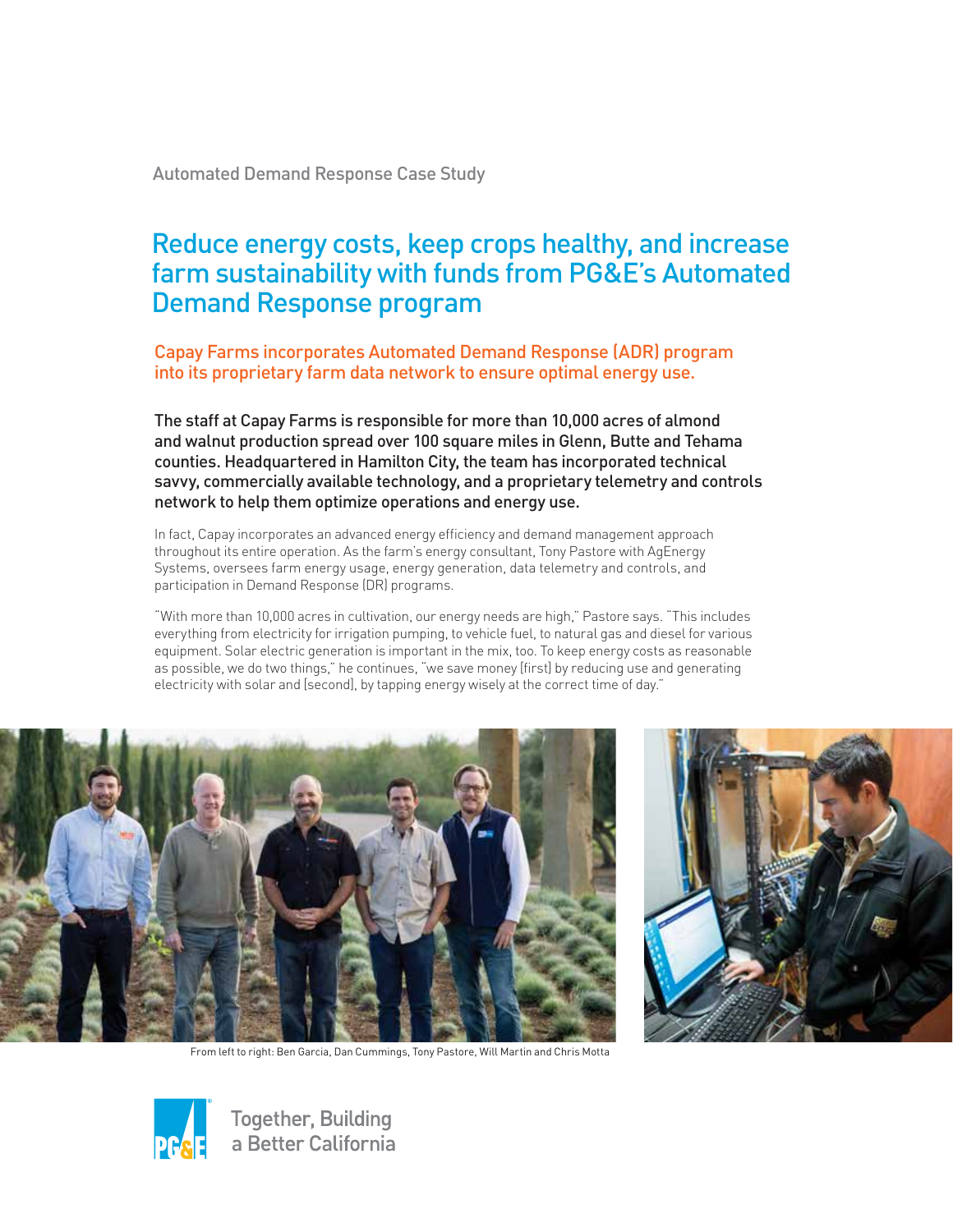Automated Demand Response Case Study

# Reduce energy costs, keep crops healthy, and increase farm sustainability with funds from PG&E's Automated Demand Response program

## Capay Farms incorporates Automated Demand Response (ADR) program into its proprietary farm data network to ensure optimal energy use.

**The staff at Capay Farms is responsible for more than 10,000 acres of almond and walnut production spread over 100 square miles in Glenn, Butte and Tehama counties. Headquartered in Hamilton City, the team has incorporated technical savvy, commercially available technology, and a proprietary telemetry and controls network to help them optimize operations and energy use.**

In fact, Capay incorporates an advanced energy efficiency and demand management approach throughout its entire operation. As the farm's energy consultant, Tony Pastore with AgEnergy Systems, oversees farm energy usage, energy generation, data telemetry and controls, and participation in Demand Response (DR) programs.

"With more than 10,000 acres in cultivation, our energy needs are high," Pastore says. "This includes everything from electricity for irrigation pumping, to vehicle fuel, to natural gas and diesel for various equipment. Solar electric generation is important in the mix, too. To keep energy costs as reasonable as possible, we do two things," he continues, "we save money [first] by reducing use and generating electricity with solar and [second], by tapping energy wisely at the correct time of day."

From left to right: Ben Garcia, Dan Cummings, Tony Pastore, Will Martin and Chris Motta

Together, Building a Better California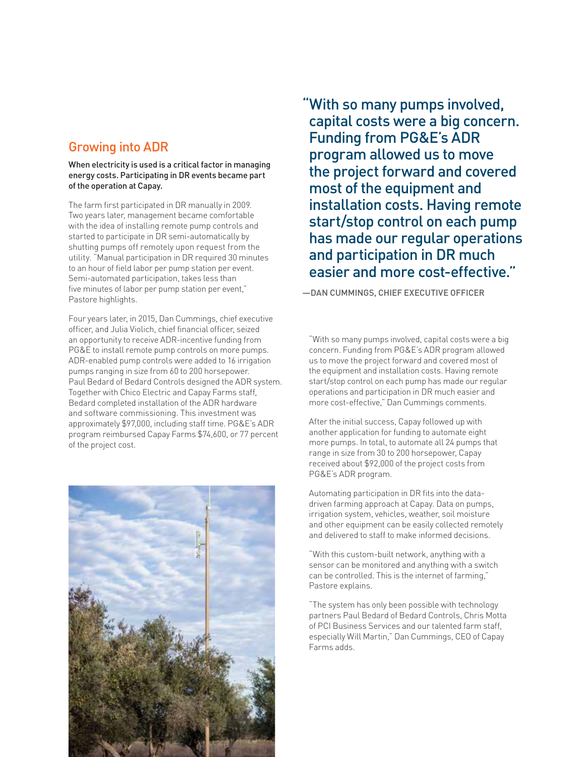## Growing into ADR

**When electricity is used is a critical factor in managing energy costs. Participating in DR events became part of the operation at Capay.**

The farm first participated in DR manually in 2009. Two years later, management became comfortable with the idea of installing remote pump controls and started to participate in DR semi-automatically by shutting pumps off remotely upon request from the utility. "Manual participation in DR required 30 minutes to an hour of field labor per pump station per event. Semi-automated participation, takes less than five minutes of labor per pump station per event," Pastore highlights.

Four years later, in 2015, Dan Cummings, chief executive officer, and Julia Violich, chief financial officer, seized an opportunity to receive ADR-incentive funding from PG&E to install remote pump controls on more pumps. ADR-enabled pump controls were added to 16 irrigation pumps ranging in size from 60 to 200 horsepower. Paul Bedard of Bedard Controls designed the ADR system. Together with Chico Electric and Capay Farms staff, Bedard completed installation of the ADR hardware and software commissioning. This investment was approximately $97,000, including staff time. PG&E's ADR program reimbursed Capay Farms $74,600, or 77 percent of the project cost.

> "With so many pumps involved, capital costs were a big concern. Funding from PG&E's ADR program allowed us to move the project forward and covered most of the equipment and installation costs. Having remote start/stop control on each pump has made our regular operations and participation in DR much easier and more cost-effective."
>
> —DAN CUMMINGS, CHIEF EXECUTIVE OFFICER

"With so many pumps involved, capital costs were a big concern. Funding from PG&E's ADR program allowed us to move the project forward and covered most of the equipment and installation costs. Having remote start/stop control on each pump has made our regular operations and participation in DR much easier and more cost-effective," Dan Cummings comments.

After the initial success, Capay followed up with another application for funding to automate eight more pumps. In total, to automate all 24 pumps that range in size from 30 to 200 horsepower, Capay received about $92,000 of the project costs from PG&E's ADR program.

Automating participation in DR fits into the data-driven farming approach at Capay. Data on pumps, irrigation system, vehicles, weather, soil moisture and other equipment can be easily collected remotely and delivered to staff to make informed decisions.

"With this custom-built network, anything with a sensor can be monitored and anything with a switch can be controlled. This is the internet of farming," Pastore explains.

"The system has only been possible with technology partners Paul Bedard of Bedard Controls, Chris Motta of PCI Business Services and our talented farm staff, especially Will Martin," Dan Cummings, CEO of Capay Farms adds.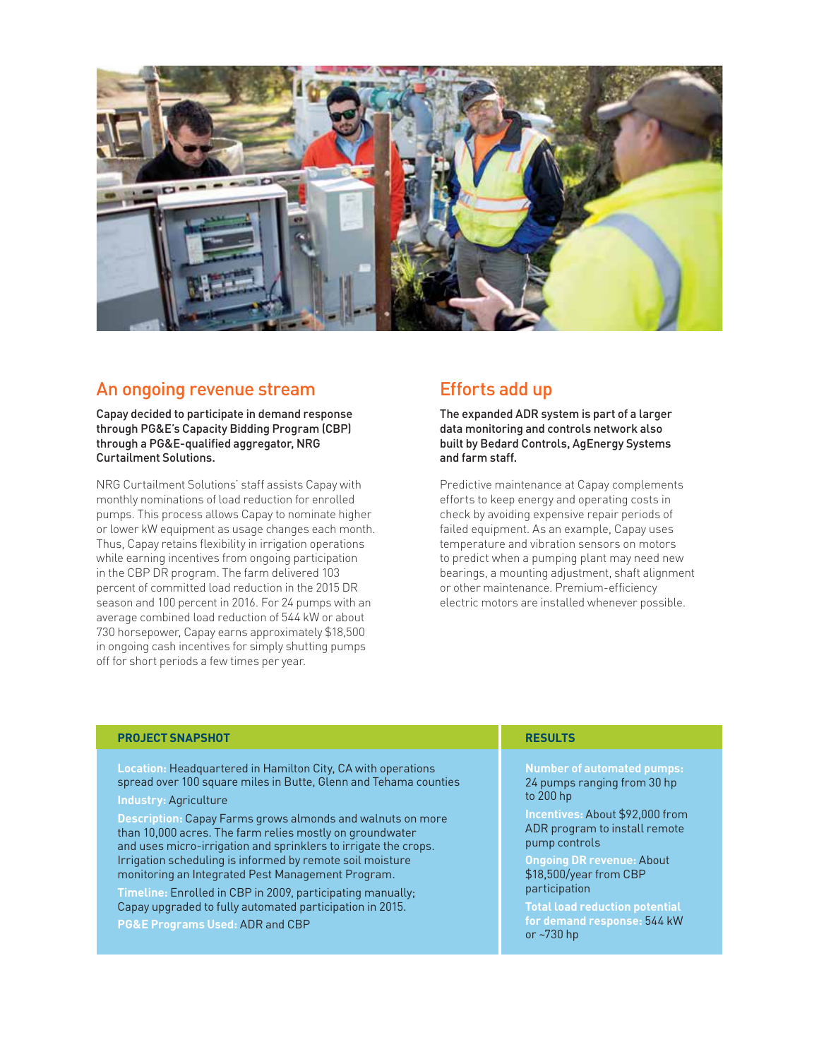## An ongoing revenue stream

**Capay decided to participate in demand response through PG&E's Capacity Bidding Program (CBP) through a PG&E-qualified aggregator, NRG Curtailment Solutions.**

NRG Curtailment Solutions' staff assists Capay with monthly nominations of load reduction for enrolled pumps. This process allows Capay to nominate higher or lower kW equipment as usage changes each month. Thus, Capay retains flexibility in irrigation operations while earning incentives from ongoing participation in the CBP DR program. The farm delivered 103 percent of committed load reduction in the 2015 DR season and 100 percent in 2016. For 24 pumps with an average combined load reduction of 544 kW or about 730 horsepower, Capay earns approximately $18,500 in ongoing cash incentives for simply shutting pumps off for short periods a few times per year.

## Efforts add up

**The expanded ADR system is part of a larger data monitoring and controls network also built by Bedard Controls, AgEnergy Systems and farm staff.**

Predictive maintenance at Capay complements efforts to keep energy and operating costs in check by avoiding expensive repair periods of failed equipment. As an example, Capay uses temperature and vibration sensors on motors to predict when a pumping plant may need new bearings, a mounting adjustment, shaft alignment or other maintenance. Premium-efficiency electric motors are installed whenever possible.

### PROJECT SNAPSHOT

**Location:** Headquartered in Hamilton City, CA with operations spread over 100 square miles in Butte, Glenn and Tehama counties

**Industry:** Agriculture

**Description:** Capay Farms grows almonds and walnuts on more than 10,000 acres. The farm relies mostly on groundwater and uses micro-irrigation and sprinklers to irrigate the crops. Irrigation scheduling is informed by remote soil moisture monitoring an Integrated Pest Management Program.

**Timeline:** Enrolled in CBP in 2009, participating manually; Capay upgraded to fully automated participation in 2015.

**PG&E Programs Used:** ADR and CBP

### RESULTS

**Number of automated pumps:** 24 pumps ranging from 30 hp to 200 hp

**Incentives:** About $92,000 from ADR program to install remote pump controls

**Ongoing DR revenue:** About $18,500/year from CBP participation

**Total load reduction potential for demand response:** 544 kW or ~730 hp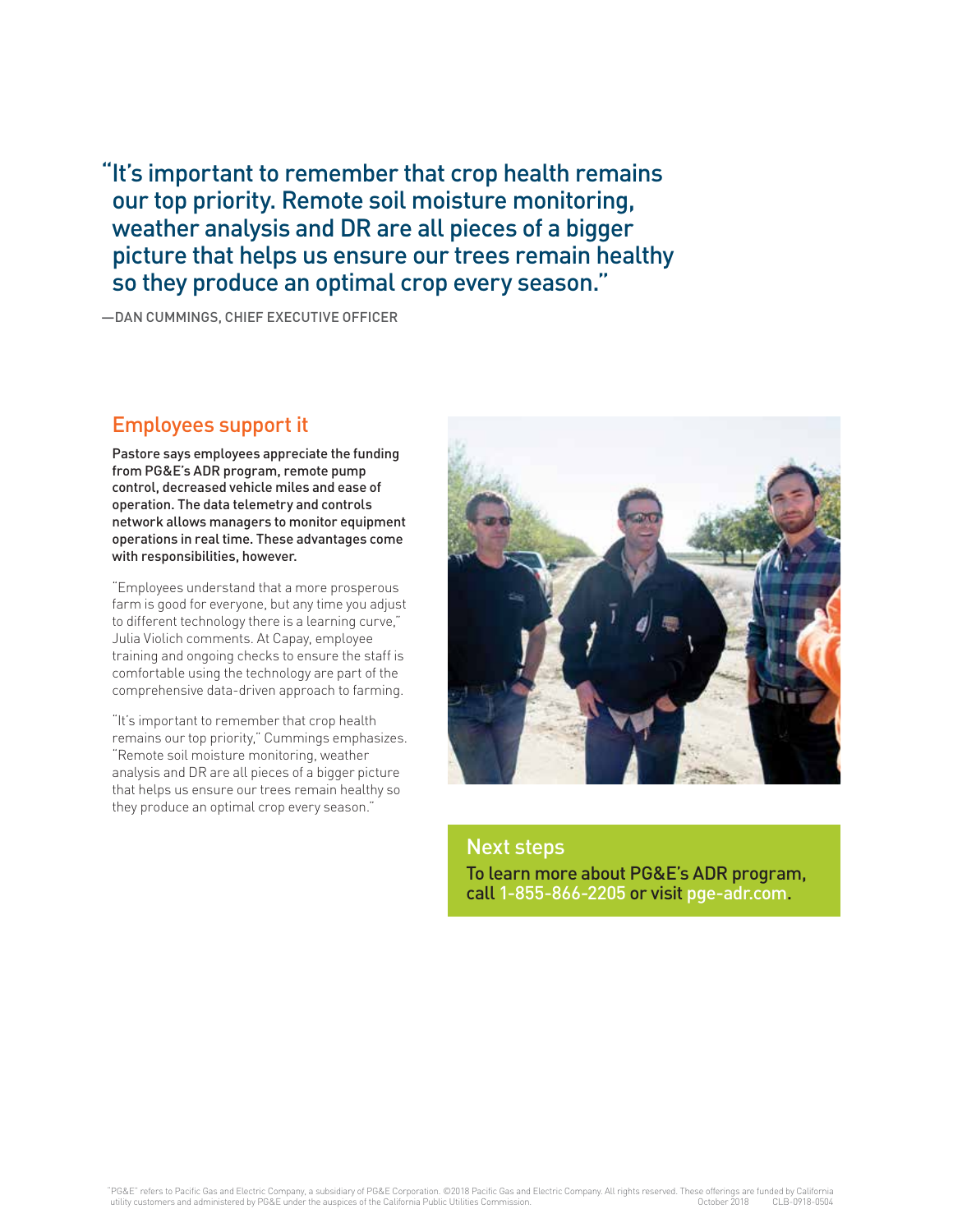> "It's important to remember that crop health remains our top priority. Remote soil moisture monitoring, weather analysis and DR are all pieces of a bigger picture that helps us ensure our trees remain healthy so they produce an optimal crop every season."
>
> —DAN CUMMINGS, CHIEF EXECUTIVE OFFICER

## Employees support it

**Pastore says employees appreciate the funding from PG&E's ADR program, remote pump control, decreased vehicle miles and ease of operation. The data telemetry and controls network allows managers to monitor equipment operations in real time. These advantages come with responsibilities, however.**

"Employees understand that a more prosperous farm is good for everyone, but any time you adjust to different technology there is a learning curve," Julia Violich comments. At Capay, employee training and ongoing checks to ensure the staff is comfortable using the technology are part of the comprehensive data-driven approach to farming.

"It's important to remember that crop health remains our top priority," Cummings emphasizes. "Remote soil moisture monitoring, weather analysis and DR are all pieces of a bigger picture that helps us ensure our trees remain healthy so they produce an optimal crop every season."

## Next steps

To learn more about PG&E's ADR program, call 1-855-866-2205 or visit pge-adr.com.

"PG&E" refers to Pacific Gas and Electric Company, a subsidiary of PG&E Corporation. ©2018 Pacific Gas and Electric Company. All rights reserved. These offerings are funded by California utility customers and administered by PG&E under the auspices of the California Public Utilities Commission. October 2018 CLB-0918-0504